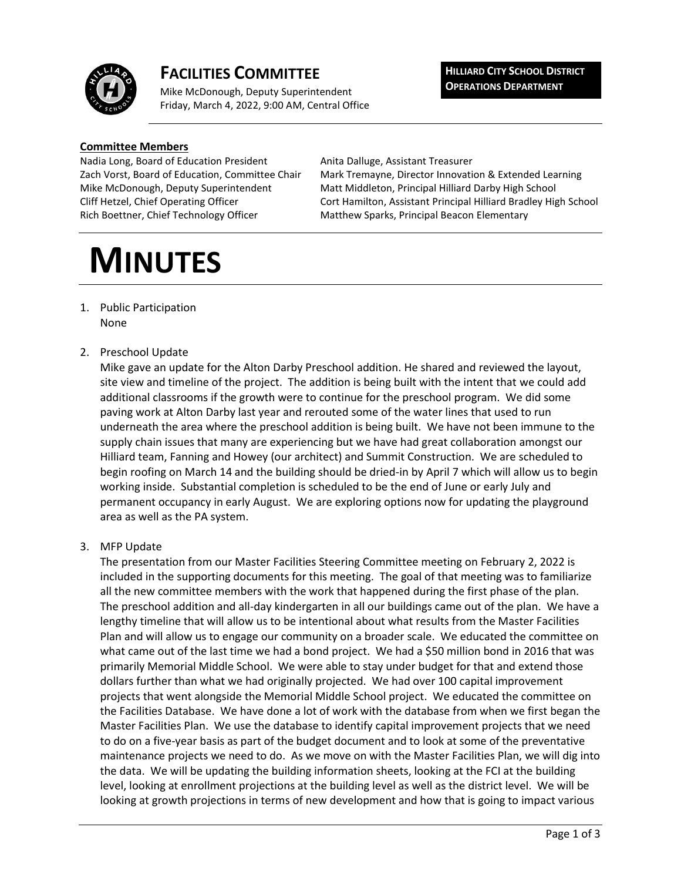# FACILITIES COMMITTEE

Mike McDonough, Deputy Superintendent
Friday, March 4, 2022, 9:00 AM, Central Office

**HILLIARD CITY SCHOOL DISTRICT OPERATIONS DEPARTMENT**

**Committee Members**

Nadia Long, Board of Education President
Zach Vorst, Board of Education, Committee Chair
Mike McDonough, Deputy Superintendent
Cliff Hetzel, Chief Operating Officer
Rich Boettner, Chief Technology Officer
Anita Dalluge, Assistant Treasurer
Mark Tremayne, Director Innovation & Extended Learning
Matt Middleton, Principal Hilliard Darby High School
Cort Hamilton, Assistant Principal Hilliard Bradley High School
Matthew Sparks, Principal Beacon Elementary

# MINUTES

1. Public Participation
   None

2. Preschool Update
   Mike gave an update for the Alton Darby Preschool addition. He shared and reviewed the layout, site view and timeline of the project. The addition is being built with the intent that we could add additional classrooms if the growth were to continue for the preschool program. We did some paving work at Alton Darby last year and rerouted some of the water lines that used to run underneath the area where the preschool addition is being built. We have not been immune to the supply chain issues that many are experiencing but we have had great collaboration amongst our Hilliard team, Fanning and Howey (our architect) and Summit Construction. We are scheduled to begin roofing on March 14 and the building should be dried-in by April 7 which will allow us to begin working inside. Substantial completion is scheduled to be the end of June or early July and permanent occupancy in early August. We are exploring options now for updating the playground area as well as the PA system.

3. MFP Update
   The presentation from our Master Facilities Steering Committee meeting on February 2, 2022 is included in the supporting documents for this meeting. The goal of that meeting was to familiarize all the new committee members with the work that happened during the first phase of the plan. The preschool addition and all-day kindergarten in all our buildings came out of the plan. We have a lengthy timeline that will allow us to be intentional about what results from the Master Facilities Plan and will allow us to engage our community on a broader scale. We educated the committee on what came out of the last time we had a bond project. We had a $50 million bond in 2016 that was primarily Memorial Middle School. We were able to stay under budget for that and extend those dollars further than what we had originally projected. We had over 100 capital improvement projects that went alongside the Memorial Middle School project. We educated the committee on the Facilities Database. We have done a lot of work with the database from when we first began the Master Facilities Plan. We use the database to identify capital improvement projects that we need to do on a five-year basis as part of the budget document and to look at some of the preventative maintenance projects we need to do. As we move on with the Master Facilities Plan, we will dig into the data. We will be updating the building information sheets, looking at the FCI at the building level, looking at enrollment projections at the building level as well as the district level. We will be looking at growth projections in terms of new development and how that is going to impact various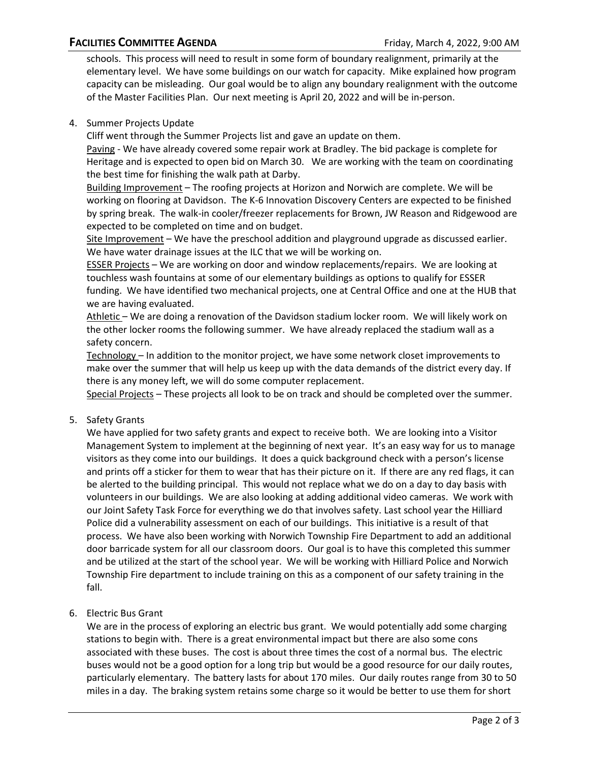schools. This process will need to result in some form of boundary realignment, primarily at the elementary level. We have some buildings on our watch for capacity. Mike explained how program capacity can be misleading. Our goal would be to align any boundary realignment with the outcome of the Master Facilities Plan. Our next meeting is April 20, 2022 and will be in-person.

4. Summer Projects Update

   Cliff went through the Summer Projects list and gave an update on them.

   Paving - We have already covered some repair work at Bradley. The bid package is complete for Heritage and is expected to open bid on March 30. We are working with the team on coordinating the best time for finishing the walk path at Darby.

   Building Improvement – The roofing projects at Horizon and Norwich are complete. We will be working on flooring at Davidson. The K-6 Innovation Discovery Centers are expected to be finished by spring break. The walk-in cooler/freezer replacements for Brown, JW Reason and Ridgewood are expected to be completed on time and on budget.

   Site Improvement – We have the preschool addition and playground upgrade as discussed earlier. We have water drainage issues at the ILC that we will be working on.

   ESSER Projects – We are working on door and window replacements/repairs. We are looking at touchless wash fountains at some of our elementary buildings as options to qualify for ESSER funding. We have identified two mechanical projects, one at Central Office and one at the HUB that we are having evaluated.

   Athletic – We are doing a renovation of the Davidson stadium locker room. We will likely work on the other locker rooms the following summer. We have already replaced the stadium wall as a safety concern.

   Technology – In addition to the monitor project, we have some network closet improvements to make over the summer that will help us keep up with the data demands of the district every day. If there is any money left, we will do some computer replacement.

   Special Projects – These projects all look to be on track and should be completed over the summer.

5. Safety Grants

   We have applied for two safety grants and expect to receive both. We are looking into a Visitor Management System to implement at the beginning of next year. It's an easy way for us to manage visitors as they come into our buildings. It does a quick background check with a person's license and prints off a sticker for them to wear that has their picture on it. If there are any red flags, it can be alerted to the building principal. This would not replace what we do on a day to day basis with volunteers in our buildings. We are also looking at adding additional video cameras. We work with our Joint Safety Task Force for everything we do that involves safety. Last school year the Hilliard Police did a vulnerability assessment on each of our buildings. This initiative is a result of that process. We have also been working with Norwich Township Fire Department to add an additional door barricade system for all our classroom doors. Our goal is to have this completed this summer and be utilized at the start of the school year. We will be working with Hilliard Police and Norwich Township Fire department to include training on this as a component of our safety training in the fall.

6. Electric Bus Grant

   We are in the process of exploring an electric bus grant. We would potentially add some charging stations to begin with. There is a great environmental impact but there are also some cons associated with these buses. The cost is about three times the cost of a normal bus. The electric buses would not be a good option for a long trip but would be a good resource for our daily routes, particularly elementary. The battery lasts for about 170 miles. Our daily routes range from 30 to 50 miles in a day. The braking system retains some charge so it would be better to use them for short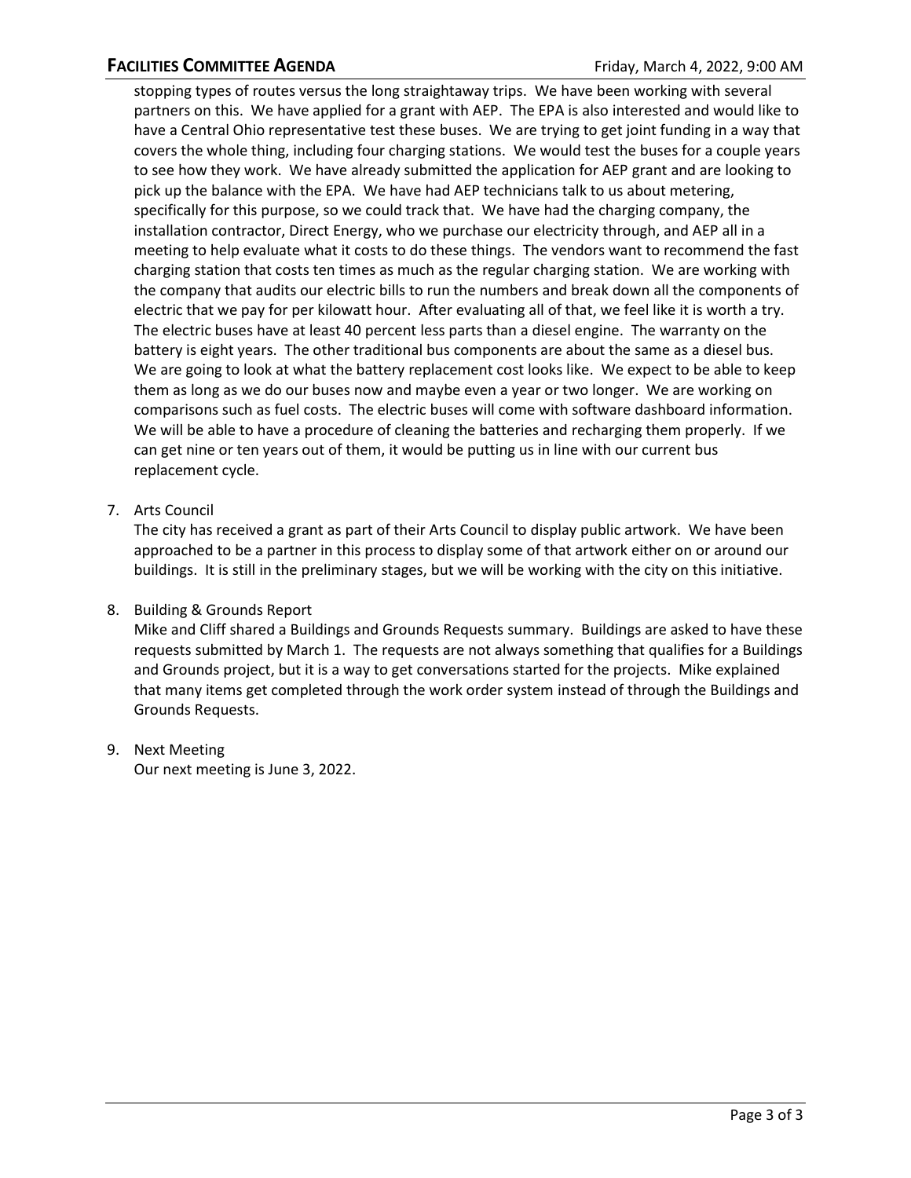stopping types of routes versus the long straightaway trips. We have been working with several partners on this. We have applied for a grant with AEP. The EPA is also interested and would like to have a Central Ohio representative test these buses. We are trying to get joint funding in a way that covers the whole thing, including four charging stations. We would test the buses for a couple years to see how they work. We have already submitted the application for AEP grant and are looking to pick up the balance with the EPA. We have had AEP technicians talk to us about metering, specifically for this purpose, so we could track that. We have had the charging company, the installation contractor, Direct Energy, who we purchase our electricity through, and AEP all in a meeting to help evaluate what it costs to do these things. The vendors want to recommend the fast charging station that costs ten times as much as the regular charging station. We are working with the company that audits our electric bills to run the numbers and break down all the components of electric that we pay for per kilowatt hour. After evaluating all of that, we feel like it is worth a try. The electric buses have at least 40 percent less parts than a diesel engine. The warranty on the battery is eight years. The other traditional bus components are about the same as a diesel bus. We are going to look at what the battery replacement cost looks like. We expect to be able to keep them as long as we do our buses now and maybe even a year or two longer. We are working on comparisons such as fuel costs. The electric buses will come with software dashboard information. We will be able to have a procedure of cleaning the batteries and recharging them properly. If we can get nine or ten years out of them, it would be putting us in line with our current bus replacement cycle.

7. Arts Council

   The city has received a grant as part of their Arts Council to display public artwork. We have been approached to be a partner in this process to display some of that artwork either on or around our buildings. It is still in the preliminary stages, but we will be working with the city on this initiative.

8. Building & Grounds Report

   Mike and Cliff shared a Buildings and Grounds Requests summary. Buildings are asked to have these requests submitted by March 1. The requests are not always something that qualifies for a Buildings and Grounds project, but it is a way to get conversations started for the projects. Mike explained that many items get completed through the work order system instead of through the Buildings and Grounds Requests.

9. Next Meeting

   Our next meeting is June 3, 2022.